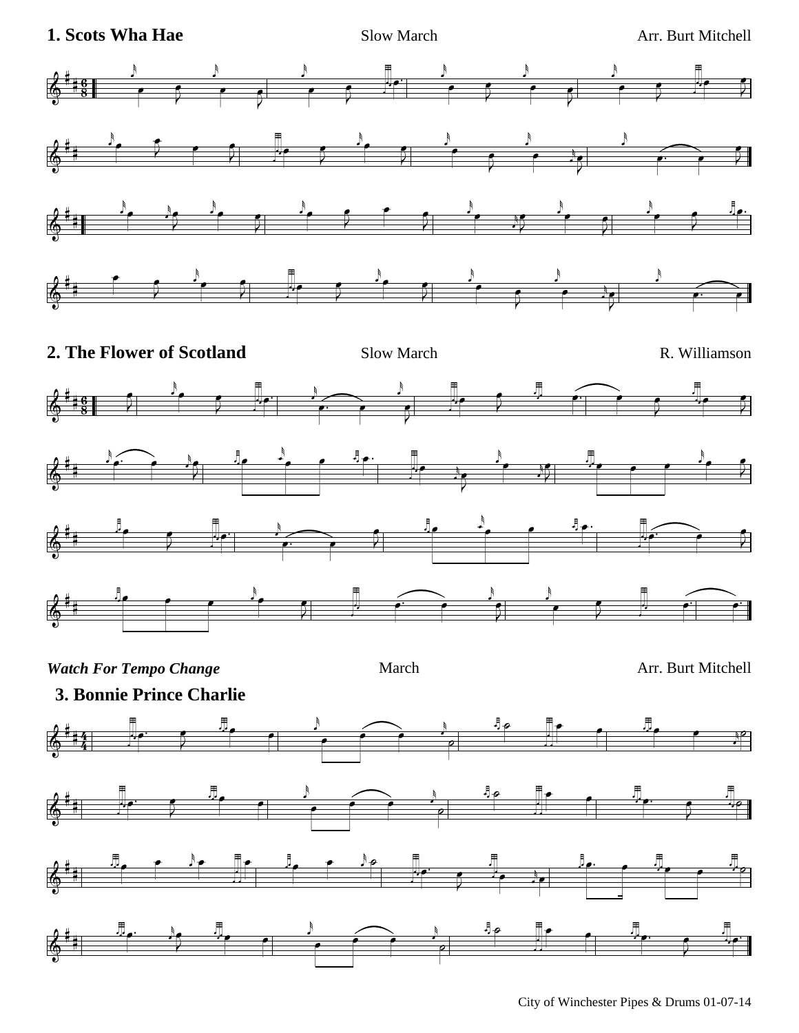## 1. Scots Wha Hae

Slow March

Arr. Burt Mitchell

## 2. The Flower of Scotland

Slow March

R. Williamson

*Watch For Tempo Change*

March

Arr. Burt Mitchell

## 3. Bonnie Prince Charlie

City of Winchester Pipes & Drums 01-07-14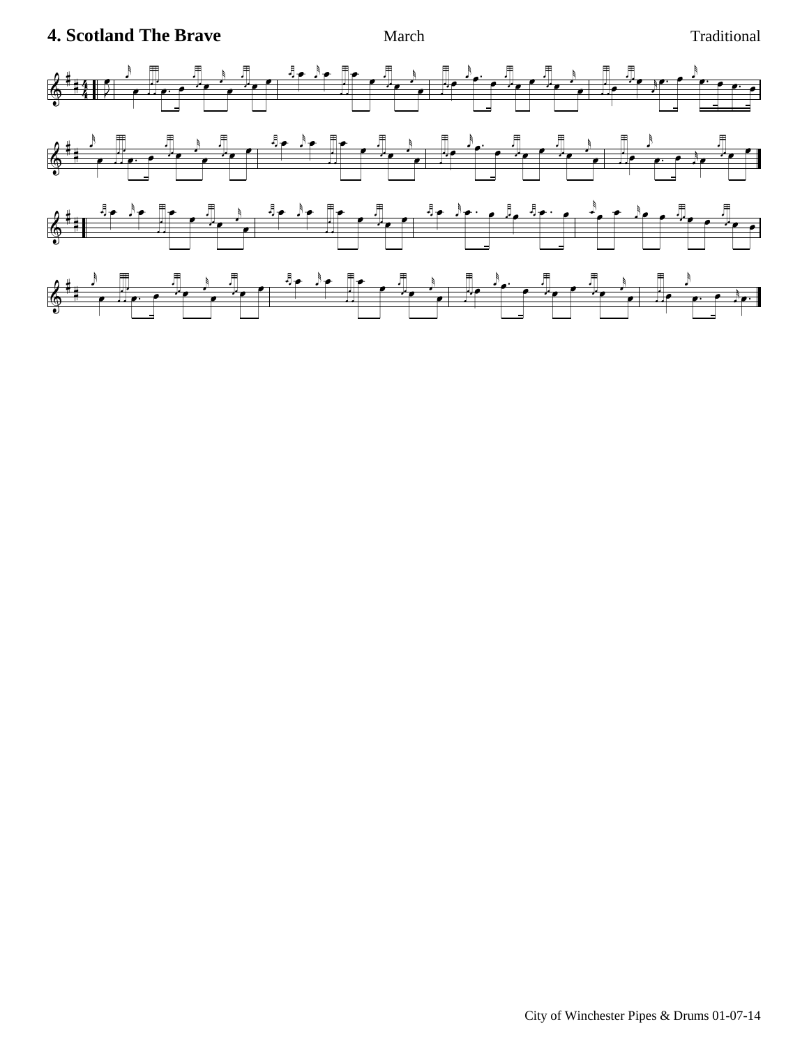# 4. Scotland The Brave

March

Traditional